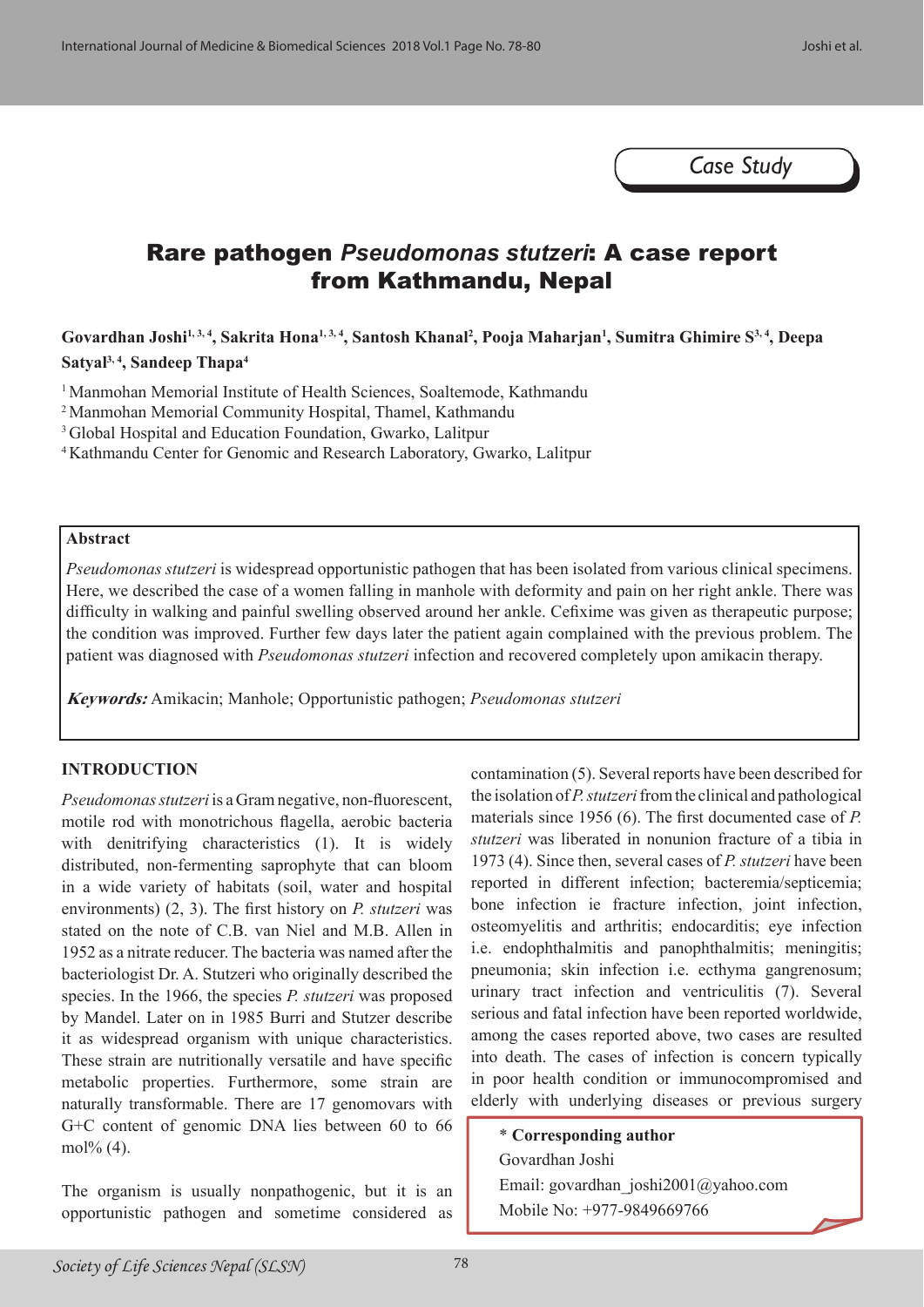Case Study

# Rare pathogen *Pseudomonas stutzeri*: A case report from Kathmandu, Nepal

**Govardhan Joshi[1, 3, 4], Sakrita Hona[1, 3, 4], Santosh Khanal[2], Pooja Maharjan[1], Sumitra Ghimire S[3, 4], Deepa Satyal[3, 4], Sandeep Thapa[4]**

[1] Manmohan Memorial Institute of Health Sciences, Soaltemode, Kathmandu
[2] Manmohan Memorial Community Hospital, Thamel, Kathmandu
[3] Global Hospital and Education Foundation, Gwarko, Lalitpur
[4] Kathmandu Center for Genomic and Research Laboratory, Gwarko, Lalitpur

## Abstract

*Pseudomonas stutzeri* is widespread opportunistic pathogen that has been isolated from various clinical specimens. Here, we described the case of a women falling in manhole with deformity and pain on her right ankle. There was difficulty in walking and painful swelling observed around her ankle. Cefixime was given as therapeutic purpose; the condition was improved. Further few days later the patient again complained with the previous problem. The patient was diagnosed with *Pseudomonas stutzeri* infection and recovered completely upon amikacin therapy.

***Keywords:*** Amikacin; Manhole; Opportunistic pathogen; *Pseudomonas stutzeri*

## INTRODUCTION

*Pseudomonas stutzeri* is a Gram negative, non-fluorescent, motile rod with monotrichous flagella, aerobic bacteria with denitrifying characteristics (1). It is widely distributed, non-fermenting saprophyte that can bloom in a wide variety of habitats (soil, water and hospital environments) (2, 3). The first history on *P. stutzeri* was stated on the note of C.B. van Niel and M.B. Allen in 1952 as a nitrate reducer. The bacteria was named after the bacteriologist Dr. A. Stutzeri who originally described the species. In the 1966, the species *P. stutzeri* was proposed by Mandel. Later on in 1985 Burri and Stutzer describe it as widespread organism with unique characteristics. These strain are nutritionally versatile and have specific metabolic properties. Furthermore, some strain are naturally transformable. There are 17 genomovars with G+C content of genomic DNA lies between 60 to 66 mol% (4).

The organism is usually nonpathogenic, but it is an opportunistic pathogen and sometime considered as contamination (5). Several reports have been described for the isolation of *P. stutzeri* from the clinical and pathological materials since 1956 (6). The first documented case of *P. stutzeri* was liberated in nonunion fracture of a tibia in 1973 (4). Since then, several cases of *P. stutzeri* have been reported in different infection; bacteremia/septicemia; bone infection ie fracture infection, joint infection, osteomyelitis and arthritis; endocarditis; eye infection i.e. endophthalmitis and panophthalmitis; meningitis; pneumonia; skin infection i.e. ecthyma gangrenosum; urinary tract infection and ventriculitis (7). Several serious and fatal infection have been reported worldwide, among the cases reported above, two cases are resulted into death. The cases of infection is concern typically in poor health condition or immunocompromised and elderly with underlying diseases or previous surgery

\* **Corresponding author**
Govardhan Joshi
Email: govardhan_joshi2001@yahoo.com
Mobile No: +977-9849669766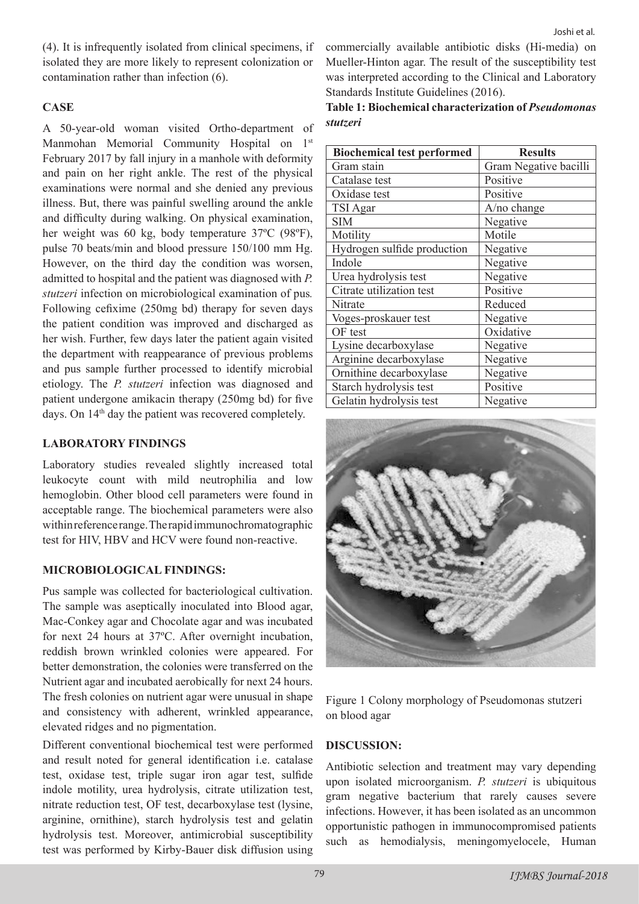(4). It is infrequently isolated from clinical specimens, if isolated they are more likely to represent colonization or contamination rather than infection (6).

## CASE

A 50-year-old woman visited Ortho-department of Manmohan Memorial Community Hospital on 1st February 2017 by fall injury in a manhole with deformity and pain on her right ankle. The rest of the physical examinations were normal and she denied any previous illness. But, there was painful swelling around the ankle and difficulty during walking. On physical examination, her weight was 60 kg, body temperature 37ºC (98ºF), pulse 70 beats/min and blood pressure 150/100 mm Hg. However, on the third day the condition was worsen, admitted to hospital and the patient was diagnosed with *P. stutzeri* infection on microbiological examination of pus. Following cefixime (250mg bd) therapy for seven days the patient condition was improved and discharged as her wish. Further, few days later the patient again visited the department with reappearance of previous problems and pus sample further processed to identify microbial etiology. The *P. stutzeri* infection was diagnosed and patient undergone amikacin therapy (250mg bd) for five days. On 14th day the patient was recovered completely.

## LABORATORY FINDINGS

Laboratory studies revealed slightly increased total leukocyte count with mild neutrophilia and low hemoglobin. Other blood cell parameters were found in acceptable range. The biochemical parameters were also within reference range. The rapid immunochromatographic test for HIV, HBV and HCV were found non-reactive.

## MICROBIOLOGICAL FINDINGS:

Pus sample was collected for bacteriological cultivation. The sample was aseptically inoculated into Blood agar, Mac-Conkey agar and Chocolate agar and was incubated for next 24 hours at 37ºC. After overnight incubation, reddish brown wrinkled colonies were appeared. For better demonstration, the colonies were transferred on the Nutrient agar and incubated aerobically for next 24 hours. The fresh colonies on nutrient agar were unusual in shape and consistency with adherent, wrinkled appearance, elevated ridges and no pigmentation.

Different conventional biochemical test were performed and result noted for general identification i.e. catalase test, oxidase test, triple sugar iron agar test, sulfide indole motility, urea hydrolysis, citrate utilization test, nitrate reduction test, OF test, decarboxylase test (lysine, arginine, ornithine), starch hydrolysis test and gelatin hydrolysis test. Moreover, antimicrobial susceptibility test was performed by Kirby-Bauer disk diffusion using commercially available antibiotic disks (Hi-media) on Mueller-Hinton agar. The result of the susceptibility test was interpreted according to the Clinical and Laboratory Standards Institute Guidelines (2016).

**Table 1: Biochemical characterization of *Pseudomonas stutzeri***

| Biochemical test performed | Results |
|---|---|
| Gram stain | Gram Negative bacilli |
| Catalase test | Positive |
| Oxidase test | Positive |
| TSI Agar | A/no change |
| SIM | Negative |
| Motility | Motile |
| Hydrogen sulfide production | Negative |
| Indole | Negative |
| Urea hydrolysis test | Negative |
| Citrate utilization test | Positive |
| Nitrate | Reduced |
| Voges-proskauer test | Negative |
| OF test | Oxidative |
| Lysine decarboxylase | Negative |
| Arginine decarboxylase | Negative |
| Ornithine decarboxylase | Negative |
| Starch hydrolysis test | Positive |
| Gelatin hydrolysis test | Negative |

Figure 1 Colony morphology of Pseudomonas stutzeri on blood agar

## DISCUSSION:

Antibiotic selection and treatment may vary depending upon isolated microorganism. *P. stutzeri* is ubiquitous gram negative bacterium that rarely causes severe infections. However, it has been isolated as an uncommon opportunistic pathogen in immunocompromised patients such as hemodialysis, meningomyelocele, Human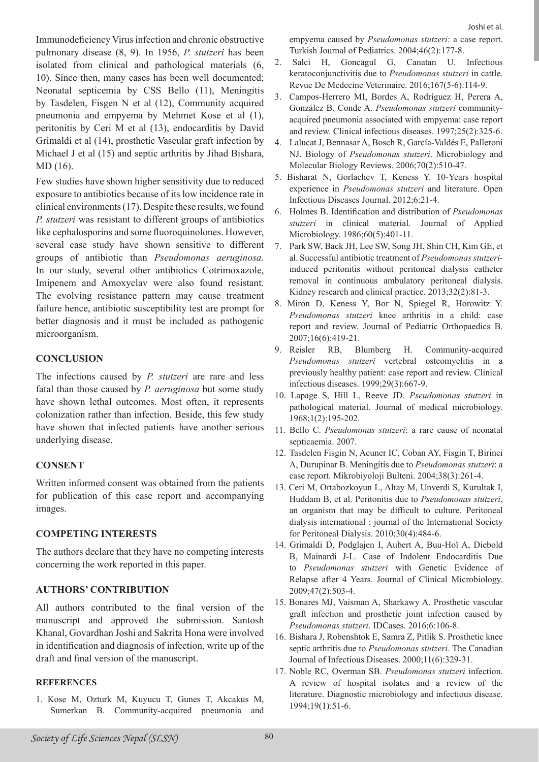Immunodeficiency Virus infection and chronic obstructive pulmonary disease (8, 9). In 1956, *P. stutzeri* has been isolated from clinical and pathological materials (6, 10). Since then, many cases has been well documented; Neonatal septicemia by CSS Bello (11), Meningitis by Tasdelen, Fisgen N et al (12), Community acquired pneumonia and empyema by Mehmet Kose et al (1), peritonitis by Ceri M et al (13), endocarditis by David Grimaldi et al (14), prosthetic Vascular graft infection by Michael J et al (15) and septic arthritis by Jihad Bishara, MD (16).

Few studies have shown higher sensitivity due to reduced exposure to antibiotics because of its low incidence rate in clinical environments (17). Despite these results, we found *P. stutzeri* was resistant to different groups of antibiotics like cephalosporins and some fluoroquinolones. However, several case study have shown sensitive to different groups of antibiotic than *Pseudomonas aeruginosa.* In our study, several other antibiotics Cotrimoxazole, Imipenem and Amoxyclav were also found resistant. The evolving resistance pattern may cause treatment failure hence, antibiotic susceptibility test are prompt for better diagnosis and it must be included as pathogenic microorganism.

## CONCLUSION

The infections caused by *P. stutzeri* are rare and less fatal than those caused by *P. aeruginosa* but some study have shown lethal outcomes. Most often, it represents colonization rather than infection. Beside, this few study have shown that infected patients have another serious underlying disease.

## CONSENT

Written informed consent was obtained from the patients for publication of this case report and accompanying images.

## COMPETING INTERESTS

The authors declare that they have no competing interests concerning the work reported in this paper.

## AUTHORS' CONTRIBUTION

All authors contributed to the final version of the manuscript and approved the submission. Santosh Khanal, Govardhan Joshi and Sakrita Hona were involved in identification and diagnosis of infection, write up of the draft and final version of the manuscript.

## REFERENCES

1. Kose M, Ozturk M, Kuyucu T, Gunes T, Akcakus M, Sumerkan B. Community-acquired pneumonia and empyema caused by *Pseudomonas stutzeri*: a case report. Turkish Journal of Pediatrics. 2004;46(2):177-8.
2. Salci H, Goncagul G, Canatan U. Infectious keratoconjunctivitis due to *Pseudomonas stutzeri* in cattle. Revue De Medecine Veterinaire. 2016;167(5-6):114-9.
3. Campos-Herrero MI, Bordes A, Rodríguez H, Perera A, González B, Conde A. *Pseudomonas stutzeri* community-acquired pneumonia associated with empyema: case report and review. Clinical infectious diseases. 1997;25(2):325-6.
4. Lalucat J, Bennasar A, Bosch R, García-Valdés E, Palleroni NJ. Biology of *Pseudomonas stutzeri*. Microbiology and Molecular Biology Reviews. 2006;70(2):510-47.
5. Bisharat N, Gorlachev T, Keness Y. 10-Years hospital experience in *Pseudomonas stutzeri* and literature. Open Infectious Diseases Journal. 2012;6:21-4.
6. Holmes B. Identification and distribution of *Pseudomonas stutzeri* in clinical material. Journal of Applied Microbiology. 1986;60(5):401-11.
7. Park SW, Back JH, Lee SW, Song JH, Shin CH, Kim GE, et al. Successful antibiotic treatment of *Pseudomonas stutzeri*-induced peritonitis without peritoneal dialysis catheter removal in continuous ambulatory peritoneal dialysis. Kidney research and clinical practice. 2013;32(2):81-3.
8. Miron D, Keness Y, Bor N, Spiegel R, Horowitz Y. *Pseudomonas stutzeri* knee arthritis in a child: case report and review. Journal of Pediatric Orthopaedics B. 2007;16(6):419-21.
9. Reisler RB, Blumberg H. Community-acquired *Pseudomonas stutzeri* vertebral osteomyelitis in a previously healthy patient: case report and review. Clinical infectious diseases. 1999;29(3):667-9.
10. Lapage S, Hill L, Reeve JD. *Pseudomonas stutzeri* in pathological material. Journal of medical microbiology. 1968;1(2):195-202.
11. Bello C. *Pseudomonas stutzeri*: a rare cause of neonatal septicaemia. 2007.
12. Tasdelen Fisgin N, Acuner IC, Coban AY, Fisgin T, Birinci A, Durupinar B. Meningitis due to *Pseudomonas stutzeri*: a case report. Mikrobiyoloji Bulteni. 2004;38(3):261-4.
13. Ceri M, Ortabozkoyun L, Altay M, Unverdi S, Kurultak I, Huddam B, et al. Peritonitis due to *Pseudomonas stutzeri*, an organism that may be difficult to culture. Peritoneal dialysis international : journal of the International Society for Peritoneal Dialysis. 2010;30(4):484-6.
14. Grimaldi D, Podglajen I, Aubert A, Buu-Hoï A, Diebold B, Mainardi J-L. Case of Indolent Endocarditis Due to *Pseudomonas stutzeri* with Genetic Evidence of Relapse after 4 Years. Journal of Clinical Microbiology. 2009;47(2):503-4.
15. Bonares MJ, Vaisman A, Sharkawy A. Prosthetic vascular graft infection and prosthetic joint infection caused by *Pseudomonas stutzeri*. IDCases. 2016;6:106-8.
16. Bishara J, Robenshtok E, Samra Z, Pitlik S. Prosthetic knee septic arthritis due to *Pseudomonas stutzeri*. The Canadian Journal of Infectious Diseases. 2000;11(6):329-31.
17. Noble RC, Overman SB. *Pseudomonas stutzeri* infection. A review of hospital isolates and a review of the literature. Diagnostic microbiology and infectious disease. 1994;19(1):51-6.